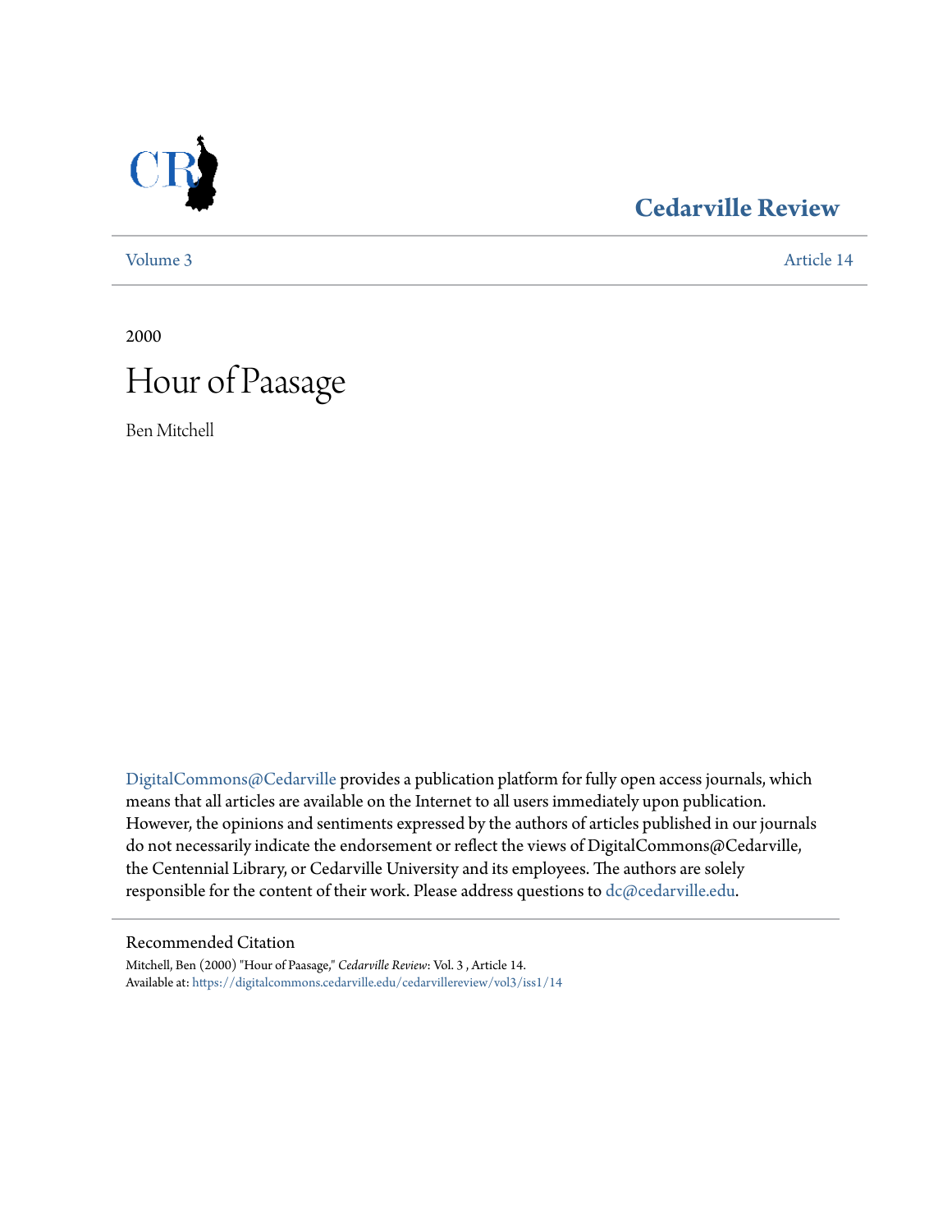# Cedarville Review

Volume 3 Article 14

2000

# Hour of Paasage

Ben Mitchell

DigitalCommons@Cedarville provides a publication platform for fully open access journals, which means that all articles are available on the Internet to all users immediately upon publication. However, the opinions and sentiments expressed by the authors of articles published in our journals do not necessarily indicate the endorsement or reflect the views of DigitalCommons@Cedarville, the Centennial Library, or Cedarville University and its employees. The authors are solely responsible for the content of their work. Please address questions to dc@cedarville.edu.

## Recommended Citation

Mitchell, Ben (2000) "Hour of Paasage," *Cedarville Review*: Vol. 3 , Article 14.
Available at: https://digitalcommons.cedarville.edu/cedarvillereview/vol3/iss1/14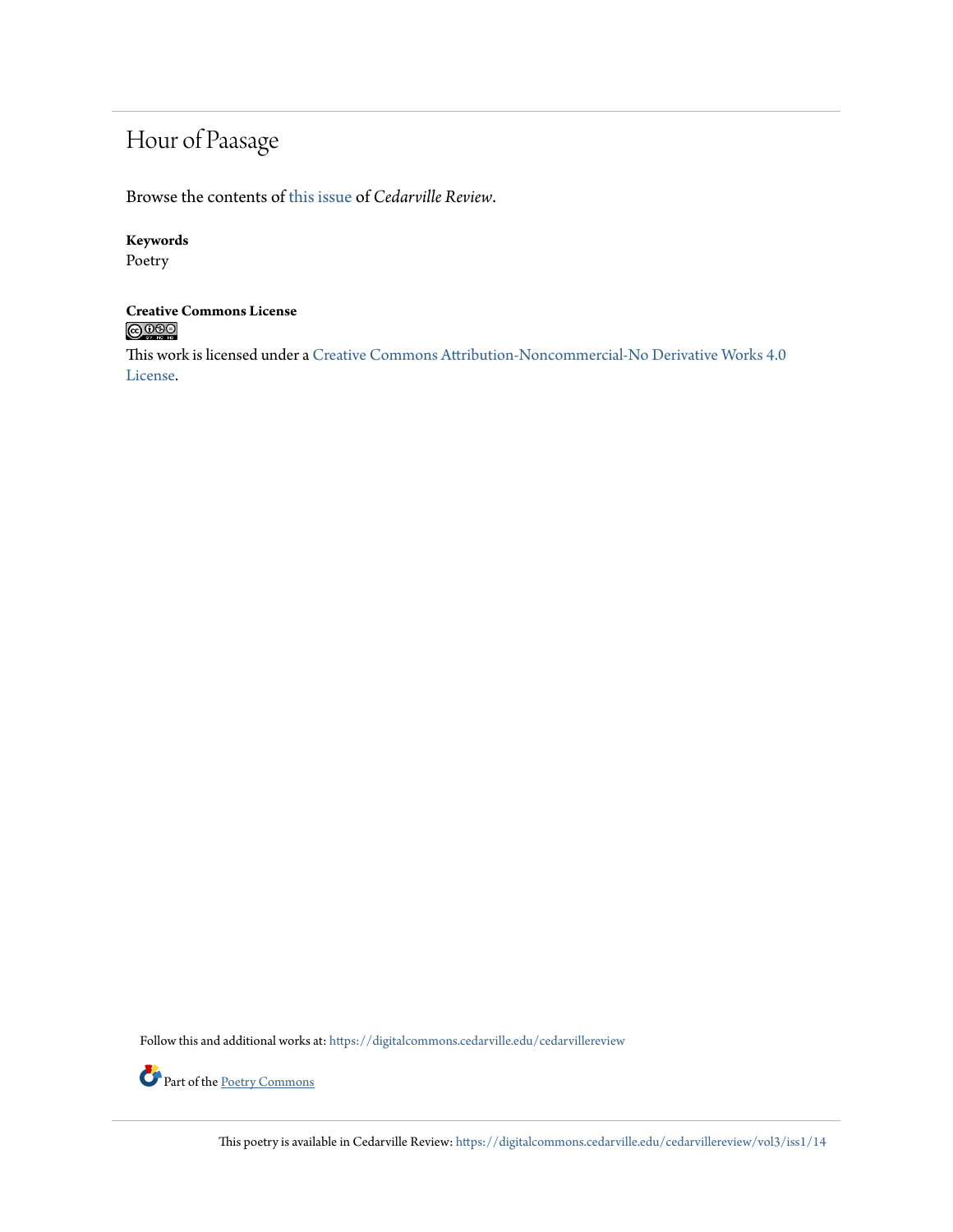# Hour of Paasage

Browse the contents of this issue of *Cedarville Review*.

**Keywords**
Poetry

**Creative Commons License**

This work is licensed under a Creative Commons Attribution-Noncommercial-No Derivative Works 4.0 License.

Follow this and additional works at: https://digitalcommons.cedarville.edu/cedarvillereview

Part of the Poetry Commons

This poetry is available in Cedarville Review: https://digitalcommons.cedarville.edu/cedarvillereview/vol3/iss1/14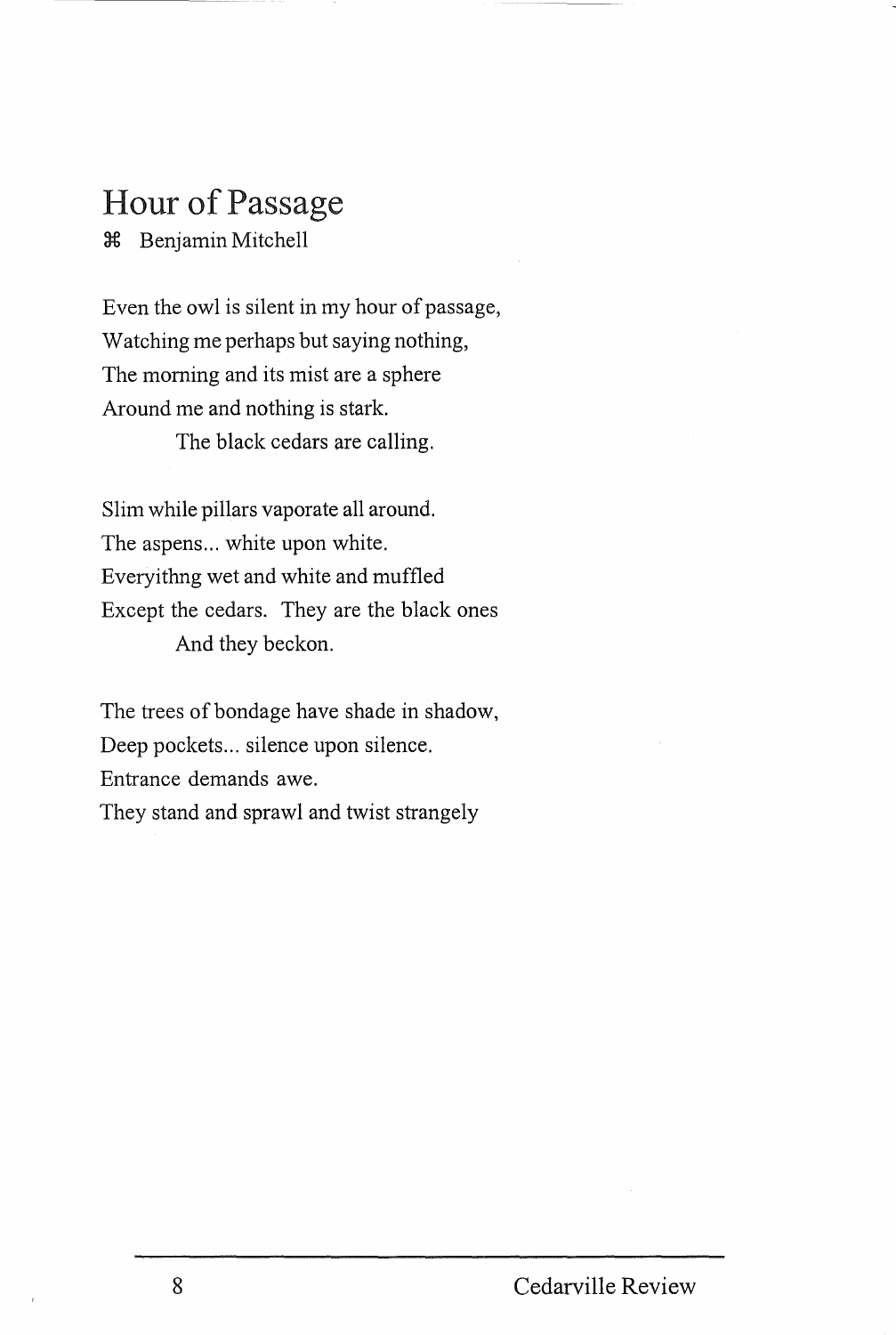# Hour of Passage

⌘ Benjamin Mitchell

Even the owl is silent in my hour of passage,
Watching me perhaps but saying nothing,
The morning and its mist are a sphere
Around me and nothing is stark.
&nbsp;&nbsp;&nbsp;&nbsp;&nbsp;&nbsp;&nbsp;&nbsp;The black cedars are calling.

Slim while pillars vaporate all around.
The aspens... white upon white.
Everyithng wet and white and muffled
Except the cedars. They are the black ones
&nbsp;&nbsp;&nbsp;&nbsp;&nbsp;&nbsp;&nbsp;&nbsp;And they beckon.

The trees of bondage have shade in shadow,
Deep pockets... silence upon silence.
Entrance demands awe.
They stand and sprawl and twist strangely